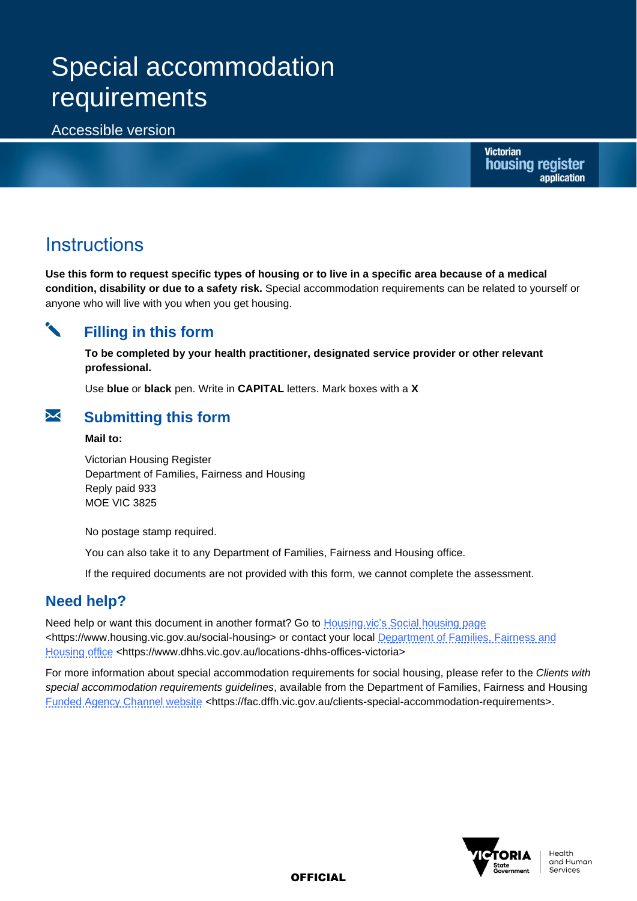# Special accommodation requirements

Accessible version

Victorian housing register application

## Instructions

**Use this form to request specific types of housing or to live in a specific area because of a medical condition, disability or due to a safety risk.** Special accommodation requirements can be related to yourself or anyone who will live with you when you get housing.

### Filling in this form

**To be completed by your health practitioner, designated service provider or other relevant professional.**

Use **blue** or **black** pen. Write in **CAPITAL** letters. Mark boxes with a **X**

### Submitting this form

**Mail to:**

Victorian Housing Register
Department of Families, Fairness and Housing
Reply paid 933
MOE VIC 3825

No postage stamp required.

You can also take it to any Department of Families, Fairness and Housing office.

If the required documents are not provided with this form, we cannot complete the assessment.

## Need help?

Need help or want this document in another format? Go to Housing.vic's Social housing page <https://www.housing.vic.gov.au/social-housing> or contact your local Department of Families, Fairness and Housing office <https://www.dhhs.vic.gov.au/locations-dhhs-offices-victoria>

For more information about special accommodation requirements for social housing, please refer to the *Clients with special accommodation requirements guidelines*, available from the Department of Families, Fairness and Housing Funded Agency Channel website <https://fac.dffh.vic.gov.au/clients-special-accommodation-requirements>.

OFFICIAL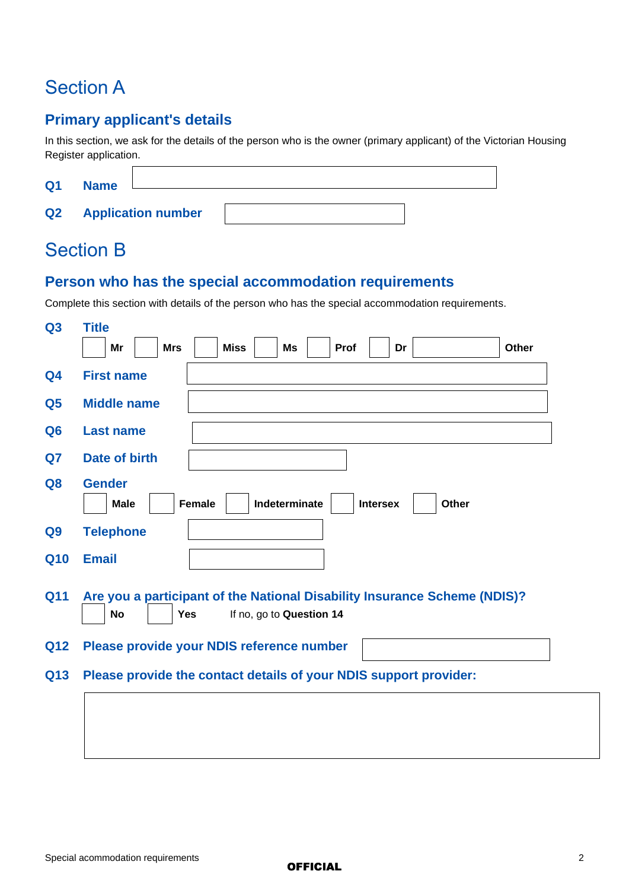# Section A

## Primary applicant's details

In this section, we ask for the details of the person who is the owner (primary applicant) of the Victorian Housing Register application.

**Q1 Name**

**Q2 Application number**

# Section B

## Person who has the special accommodation requirements

Complete this section with details of the person who has the special accommodation requirements.

**Q3 Title**

☐ **Mr** ☐ **Mrs** ☐ **Miss** ☐ **Ms** ☐ **Prof** ☐ **Dr** ☐ **Other**

**Q4 First name**

**Q5 Middle name**

**Q6 Last name**

**Q7 Date of birth**

**Q8 Gender**

☐ **Male** ☐ **Female** ☐ **Indeterminate** ☐ **Intersex** ☐ **Other**

**Q9 Telephone**

**Q10 Email**

**Q11 Are you a participant of the National Disability Insurance Scheme (NDIS)?**

☐ **No** ☐ **Yes** If no, go to **Question 14**

**Q12 Please provide your NDIS reference number**

**Q13 Please provide the contact details of your NDIS support provider:**

OFFICIAL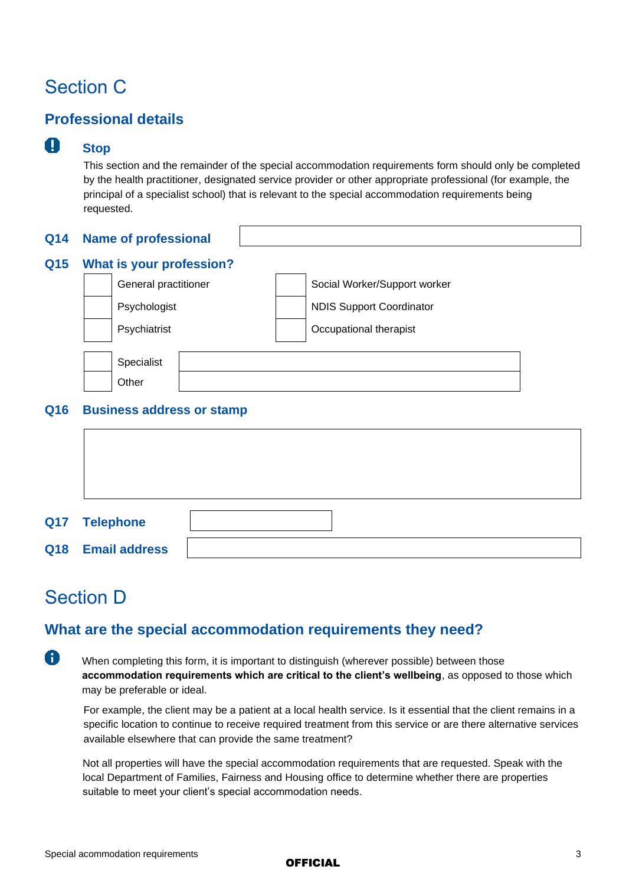# Section C

## Professional details

**Stop**

This section and the remainder of the special accommodation requirements form should only be completed by the health practitioner, designated service provider or other appropriate professional (for example, the principal of a specialist school) that is relevant to the special accommodation requirements being requested.

**Q14 Name of professional**

**Q15 What is your profession?**

- ☐ General practitioner
- ☐ Psychologist
- ☐ Psychiatrist
- ☐ Social Worker/Support worker
- ☐ NDIS Support Coordinator
- ☐ Occupational therapist
- ☐ Specialist
- ☐ Other

**Q16 Business address or stamp**

**Q17 Telephone**

**Q18 Email address**

# Section D

## What are the special accommodation requirements they need?

When completing this form, it is important to distinguish (wherever possible) between those **accommodation requirements which are critical to the client's wellbeing**, as opposed to those which may be preferable or ideal.

For example, the client may be a patient at a local health service. Is it essential that the client remains in a specific location to continue to receive required treatment from this service or are there alternative services available elsewhere that can provide the same treatment?

Not all properties will have the special accommodation requirements that are requested. Speak with the local Department of Families, Fairness and Housing office to determine whether there are properties suitable to meet your client's special accommodation needs.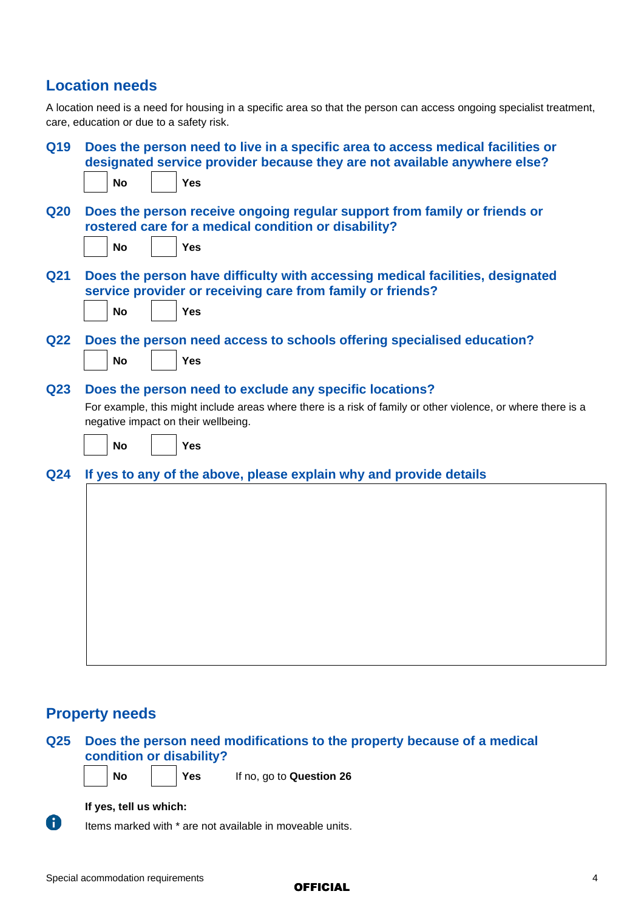## Location needs

A location need is a need for housing in a specific area so that the person can access ongoing specialist treatment, care, education or due to a safety risk.

**Q19 Does the person need to live in a specific area to access medical facilities or designated service provider because they are not available anywhere else?**

☐ **No** ☐ **Yes**

**Q20 Does the person receive ongoing regular support from family or friends or rostered care for a medical condition or disability?**

☐ **No** ☐ **Yes**

**Q21 Does the person have difficulty with accessing medical facilities, designated service provider or receiving care from family or friends?**

☐ **No** ☐ **Yes**

**Q22 Does the person need access to schools offering specialised education?**

☐ **No** ☐ **Yes**

**Q23 Does the person need to exclude any specific locations?**

For example, this might include areas where there is a risk of family or other violence, or where there is a negative impact on their wellbeing.

☐ **No** ☐ **Yes**

**Q24 If yes to any of the above, please explain why and provide details**

______________________________________________

## Property needs

**Q25 Does the person need modifications to the property because of a medical condition or disability?**

☐ **No** ☐ **Yes** If no, go to **Question 26**

**If yes, tell us which:**

Items marked with * are not available in moveable units.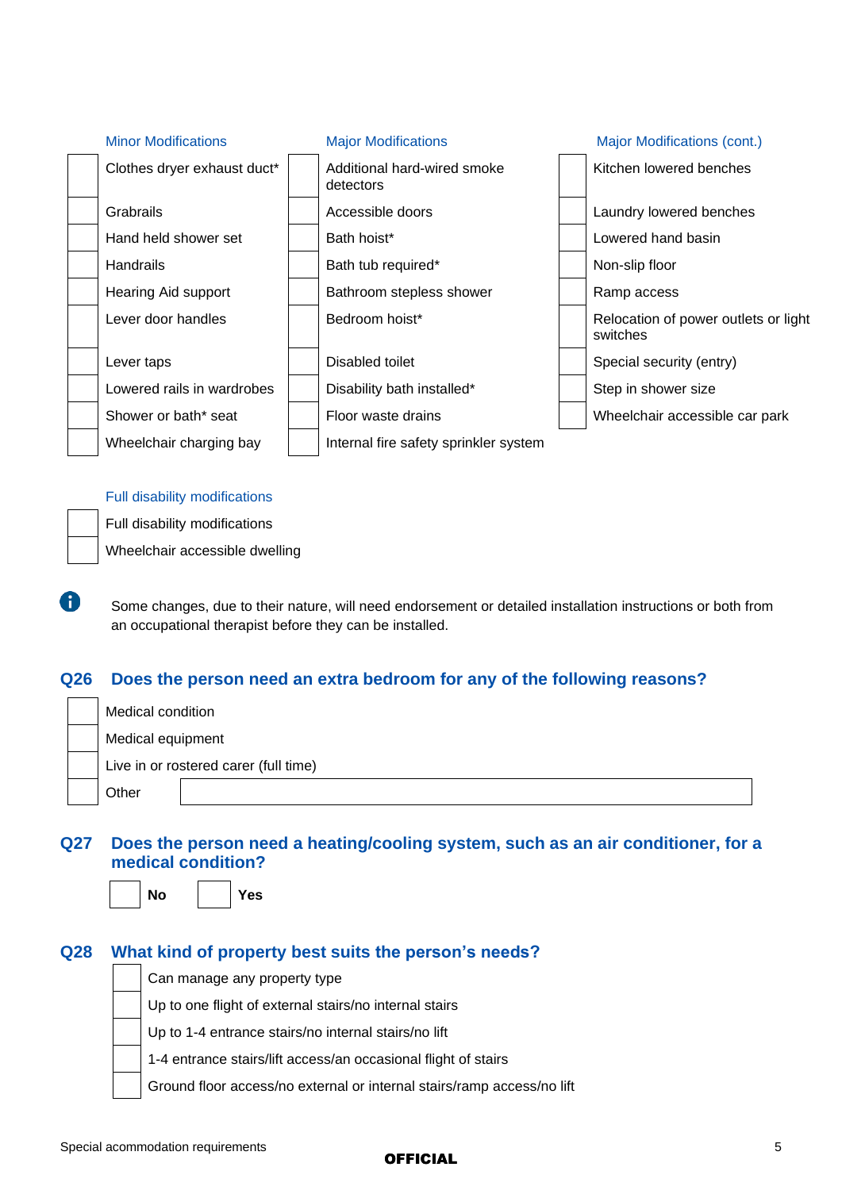| Minor Modifications | Major Modifications | Major Modifications (cont.) |
|---|---|---|
| ☐ Clothes dryer exhaust duct* | ☐ Additional hard-wired smoke detectors | ☐ Kitchen lowered benches |
| ☐ Grabrails | ☐ Accessible doors | ☐ Laundry lowered benches |
| ☐ Hand held shower set | ☐ Bath hoist* | ☐ Lowered hand basin |
| ☐ Handrails | ☐ Bath tub required* | ☐ Non-slip floor |
| ☐ Hearing Aid support | ☐ Bathroom stepless shower | ☐ Ramp access |
| ☐ Lever door handles | ☐ Bedroom hoist* | ☐ Relocation of power outlets or light switches |
| ☐ Lever taps | ☐ Disabled toilet | ☐ Special security (entry) |
| ☐ Lowered rails in wardrobes | ☐ Disability bath installed* | ☐ Step in shower size |
| ☐ Shower or bath* seat | ☐ Floor waste drains | ☐ Wheelchair accessible car park |
| ☐ Wheelchair charging bay | ☐ Internal fire safety sprinkler system | |

**Full disability modifications**

- ☐ Full disability modifications
- ☐ Wheelchair accessible dwelling

Some changes, due to their nature, will need endorsement or detailed installation instructions or both from an occupational therapist before they can be installed.

## Q26 Does the person need an extra bedroom for any of the following reasons?

- ☐ Medical condition
- ☐ Medical equipment
- ☐ Live in or rostered carer (full time)
- ☐ Other ____________________

## Q27 Does the person need a heating/cooling system, such as an air conditioner, for a medical condition?

☐ **No** ☐ **Yes**

## Q28 What kind of property best suits the person's needs?

- ☐ Can manage any property type
- ☐ Up to one flight of external stairs/no internal stairs
- ☐ Up to 1-4 entrance stairs/no internal stairs/no lift
- ☐ 1-4 entrance stairs/lift access/an occasional flight of stairs
- ☐ Ground floor access/no external or internal stairs/ramp access/no lift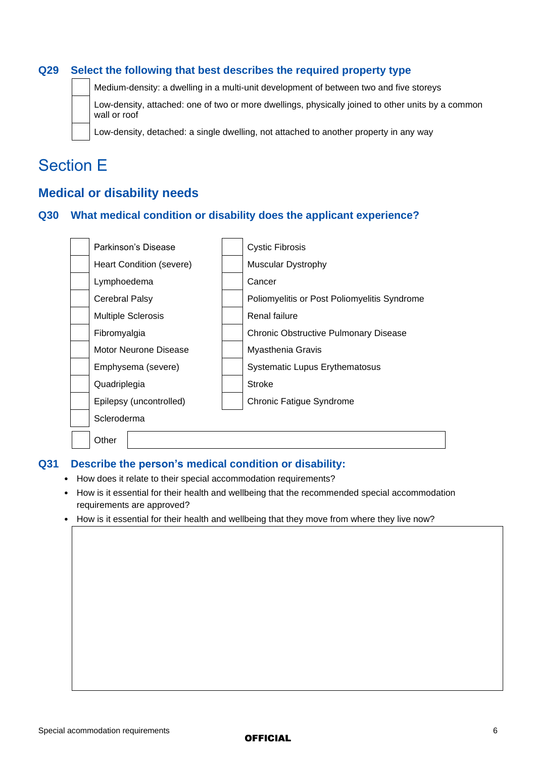### Q29 Select the following that best describes the required property type

- ☐ Medium-density: a dwelling in a multi-unit development of between two and five storeys
- ☐ Low-density, attached: one of two or more dwellings, physically joined to other units by a common wall or roof
- ☐ Low-density, detached: a single dwelling, not attached to another property in any way

# Section E

## Medical or disability needs

### Q30 What medical condition or disability does the applicant experience?

| | | | |
|---|---|---|---|
| ☐ | Parkinson's Disease | ☐ | Cystic Fibrosis |
| ☐ | Heart Condition (severe) | ☐ | Muscular Dystrophy |
| ☐ | Lymphoedema | ☐ | Cancer |
| ☐ | Cerebral Palsy | ☐ | Poliomyelitis or Post Poliomyelitis Syndrome |
| ☐ | Multiple Sclerosis | ☐ | Renal failure |
| ☐ | Fibromyalgia | ☐ | Chronic Obstructive Pulmonary Disease |
| ☐ | Motor Neurone Disease | ☐ | Myasthenia Gravis |
| ☐ | Emphysema (severe) | ☐ | Systematic Lupus Erythematosus |
| ☐ | Quadriplegia | ☐ | Stroke |
| ☐ | Epilepsy (uncontrolled) | ☐ | Chronic Fatigue Syndrome |
| ☐ | Scleroderma | | |

☐ Other ____________________

### Q31 Describe the person's medical condition or disability:

- How does it relate to their special accommodation requirements?
- How is it essential for their health and wellbeing that the recommended special accommodation requirements are approved?
- How is it essential for their health and wellbeing that they move from where they live now?

OFFICIAL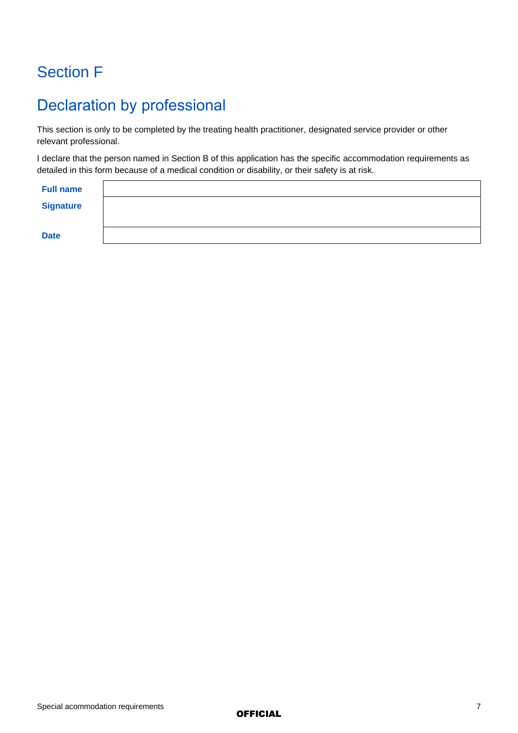# Section F

## Declaration by professional

This section is only to be completed by the treating health practitioner, designated service provider or other relevant professional.

I declare that the person named in Section B of this application has the specific accommodation requirements as detailed in this form because of a medical condition or disability, or their safety is at risk.

| | |
|---|---|
| **Full name** | |
| **Signature** | |
| **Date** | |

OFFICIAL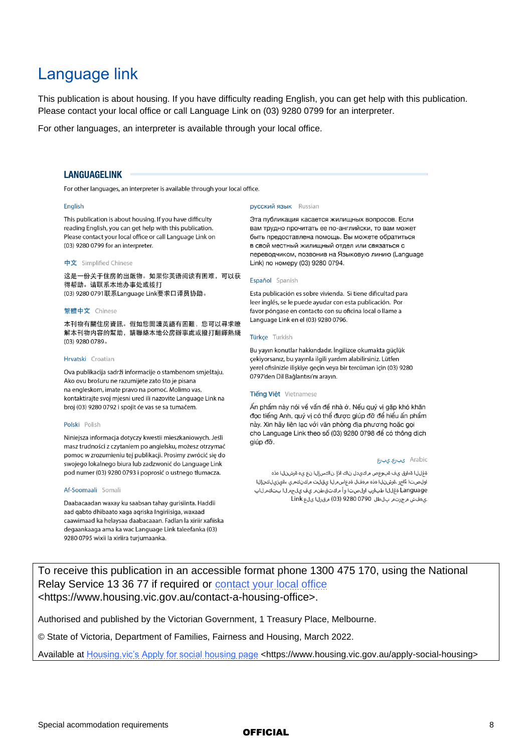# Language link

This publication is about housing. If you have difficulty reading English, you can get help with this publication. Please contact your local office or call Language Link on (03) 9280 0799 for an interpreter.

For other languages, an interpreter is available through your local office.

## LANGUAGELINK

For other languages, an interpreter is available through your local office.

**English**

This publication is about housing. If you have difficulty reading English, you can get help with this publication. Please contact your local office or call Language Link on (03) 9280 0799 for an interpreter.

**中文** Simplified Chinese

这是一份关于住房的出版物。如果你英语阅读有困难，可以获得帮助。请联系本地办事处或拨打 (03) 9280 0791联系Language Link要求口译员协助。

**繁體中文** Chinese

本刊物有關住房資訊。假如您閱讀英語有困難，您可以尋求瞭解本刊物內容的幫助，請聯絡本地公房辦事處或撥打翻譯熱綫 (03) 9280 0789。

**Hrvatski** Croatian

Ova publikacija sadrži informacije o stambenom smještaju. Ako ovu brošuru ne razumijete zato što je pisana na engleskom, imate pravo na pomoć. Molimo vas, kontaktirajte svoj mjesni ured ili nazovite Language Link na broj (03) 9280 0792 i spojit će vas se sa tumačem.

**Polski** Polish

Niniejsza informacja dotyczy kwestii mieszkaniowych. Jeśli masz trudności z czytaniem po angielsku, możesz otrzymać pomoc w zrozumieniu tej publikacji. Prosimy zwrócić się do swojego lokalnego biura lub zadzwonić do Language Link pod numer (03) 9280 0793 i poprosić o ustnego tłumacza.

**Af-Soomaali** Somali

Daabacaadan waxay ku saabsan tahay gurisiinta. Haddii aad qabto dhibaato xaga aqriska Ingiriisiga, waxaad caawimaad ka helaysaa daabacaaan. Fadlan la xiriir xafiiska degaankaaga ama ka wac Language Link taleefanka (03) 9280 0795 wixii la xiriira turjumaanka.

**русский язык** Russian

Эта публикация касается жилищных вопросов. Если вам трудно прочитать ее по-английски, то вам может быть предоставлена помощь. Вы можете обратиться в свой местный жилищный отдел или связаться с переводчиком, позвонив на Языковую линию (Language Link) по номеру (03) 9280 0794.

**Español** Spanish

Esta publicación es sobre vivienda. Si tiene dificultad para leer inglés, se le puede ayudar con esta publicación. Por favor póngase en contacto con su oficina local o llame a Language Link en el (03) 9280 0796.

**Türkçe** Turkish

Bu yayın konutlar hakkındadır. İngilizce okumakta güçlük çekiyorsanız, bu yayınla ilgili yardım alabilirsiniz. Lütfen yerel ofisinizle ilişkiye geçin veya bir tercüman için (03) 9280 0797'den Dil Bağlantısı'nı arayın.

**Tiếng Việt** Vietnamese

Ấn phẩm này nói về vấn đề nhà ở. Nếu quý vị gặp khó khăn đọc tiếng Anh, quý vị có thể được giúp đỡ để hiểu ấn phẩm này. Xin hãy liên lạc với văn phòng địa phương hoặc gọi cho Language Link theo số (03) 9280 0798 để có thông dịch giúp đỡ.

**عربي** Arabic

هذه النشرة هي عن الإسكان. إذا كان لديكم صعوبة في قراءة اللغة الإنكليزية، يمكنكم تلقي المساعدة لفهم هذه النشرة. رجاءً اتصلوا بالمكتب المحلي في منطقتكم أو اتصلوا بخط اللغة Language Link على الرقم 0790 9280 (03) واطلبوا مترجم شفهي.

---

To receive this publication in an accessible format phone 1300 475 170, using the National Relay Service 13 36 77 if required or contact your local office <https://www.housing.vic.gov.au/contact-a-housing-office>.

Authorised and published by the Victorian Government, 1 Treasury Place, Melbourne.

© State of Victoria, Department of Families, Fairness and Housing, March 2022.

Available at Housing.vic's Apply for social housing page <https://www.housing.vic.gov.au/apply-social-housing>